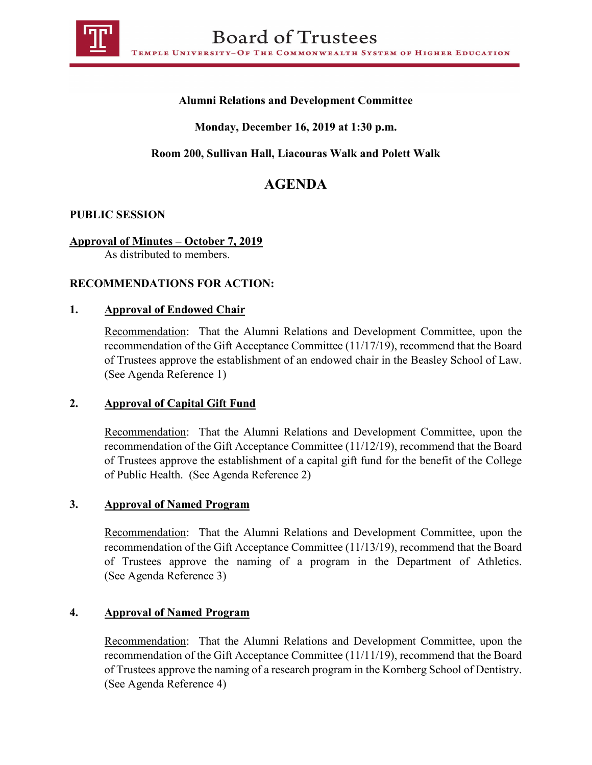# Board of Trustees

TEMPLE UNIVERSITY–OF THE COMMONWEALTH SYSTEM OF HIGHER EDUCATION

**Alumni Relations and Development Committee**

**Monday, December 16, 2019 at 1:30 p.m.**

**Room 200, Sullivan Hall, Liacouras Walk and Polett Walk**

## AGENDA

**PUBLIC SESSION**

**Approval of Minutes – October 7, 2019**
As distributed to members.

**RECOMMENDATIONS FOR ACTION:**

**1. Approval of Endowed Chair**

Recommendation: That the Alumni Relations and Development Committee, upon the recommendation of the Gift Acceptance Committee (11/17/19), recommend that the Board of Trustees approve the establishment of an endowed chair in the Beasley School of Law. (See Agenda Reference 1)

**2. Approval of Capital Gift Fund**

Recommendation: That the Alumni Relations and Development Committee, upon the recommendation of the Gift Acceptance Committee (11/12/19), recommend that the Board of Trustees approve the establishment of a capital gift fund for the benefit of the College of Public Health. (See Agenda Reference 2)

**3. Approval of Named Program**

Recommendation: That the Alumni Relations and Development Committee, upon the recommendation of the Gift Acceptance Committee (11/13/19), recommend that the Board of Trustees approve the naming of a program in the Department of Athletics. (See Agenda Reference 3)

**4. Approval of Named Program**

Recommendation: That the Alumni Relations and Development Committee, upon the recommendation of the Gift Acceptance Committee (11/11/19), recommend that the Board of Trustees approve the naming of a research program in the Kornberg School of Dentistry. (See Agenda Reference 4)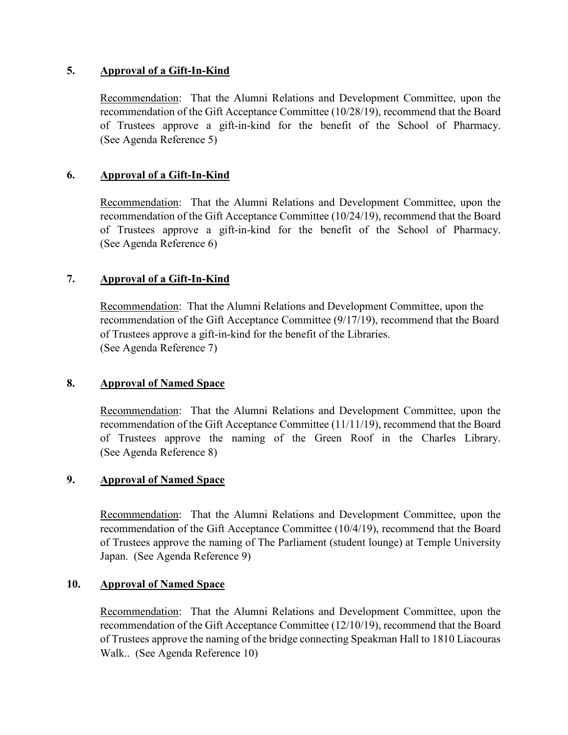**5. Approval of a Gift-In-Kind**

Recommendation: That the Alumni Relations and Development Committee, upon the recommendation of the Gift Acceptance Committee (10/28/19), recommend that the Board of Trustees approve a gift-in-kind for the benefit of the School of Pharmacy. (See Agenda Reference 5)

**6. Approval of a Gift-In-Kind**

Recommendation: That the Alumni Relations and Development Committee, upon the recommendation of the Gift Acceptance Committee (10/24/19), recommend that the Board of Trustees approve a gift-in-kind for the benefit of the School of Pharmacy. (See Agenda Reference 6)

**7. Approval of a Gift-In-Kind**

Recommendation: That the Alumni Relations and Development Committee, upon the recommendation of the Gift Acceptance Committee (9/17/19), recommend that the Board of Trustees approve a gift-in-kind for the benefit of the Libraries. (See Agenda Reference 7)

**8. Approval of Named Space**

Recommendation: That the Alumni Relations and Development Committee, upon the recommendation of the Gift Acceptance Committee (11/11/19), recommend that the Board of Trustees approve the naming of the Green Roof in the Charles Library. (See Agenda Reference 8)

**9. Approval of Named Space**

Recommendation: That the Alumni Relations and Development Committee, upon the recommendation of the Gift Acceptance Committee (10/4/19), recommend that the Board of Trustees approve the naming of The Parliament (student lounge) at Temple University Japan. (See Agenda Reference 9)

**10. Approval of Named Space**

Recommendation: That the Alumni Relations and Development Committee, upon the recommendation of the Gift Acceptance Committee (12/10/19), recommend that the Board of Trustees approve the naming of the bridge connecting Speakman Hall to 1810 Liacouras Walk.. (See Agenda Reference 10)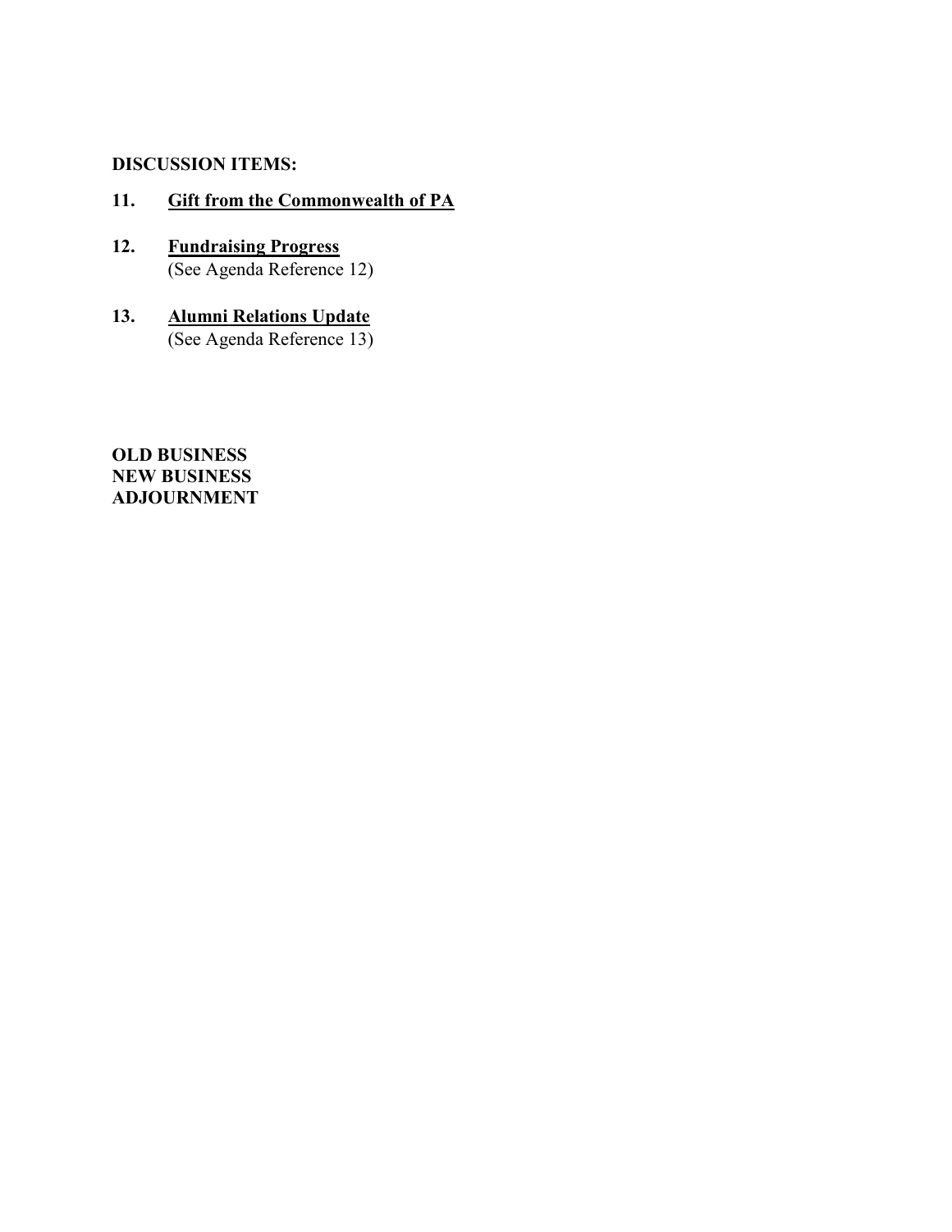**DISCUSSION ITEMS:**

**11. Gift from the Commonwealth of PA**

**12. Fundraising Progress**
(See Agenda Reference 12)

**13. Alumni Relations Update**
(See Agenda Reference 13)

**OLD BUSINESS**
**NEW BUSINESS**
**ADJOURNMENT**